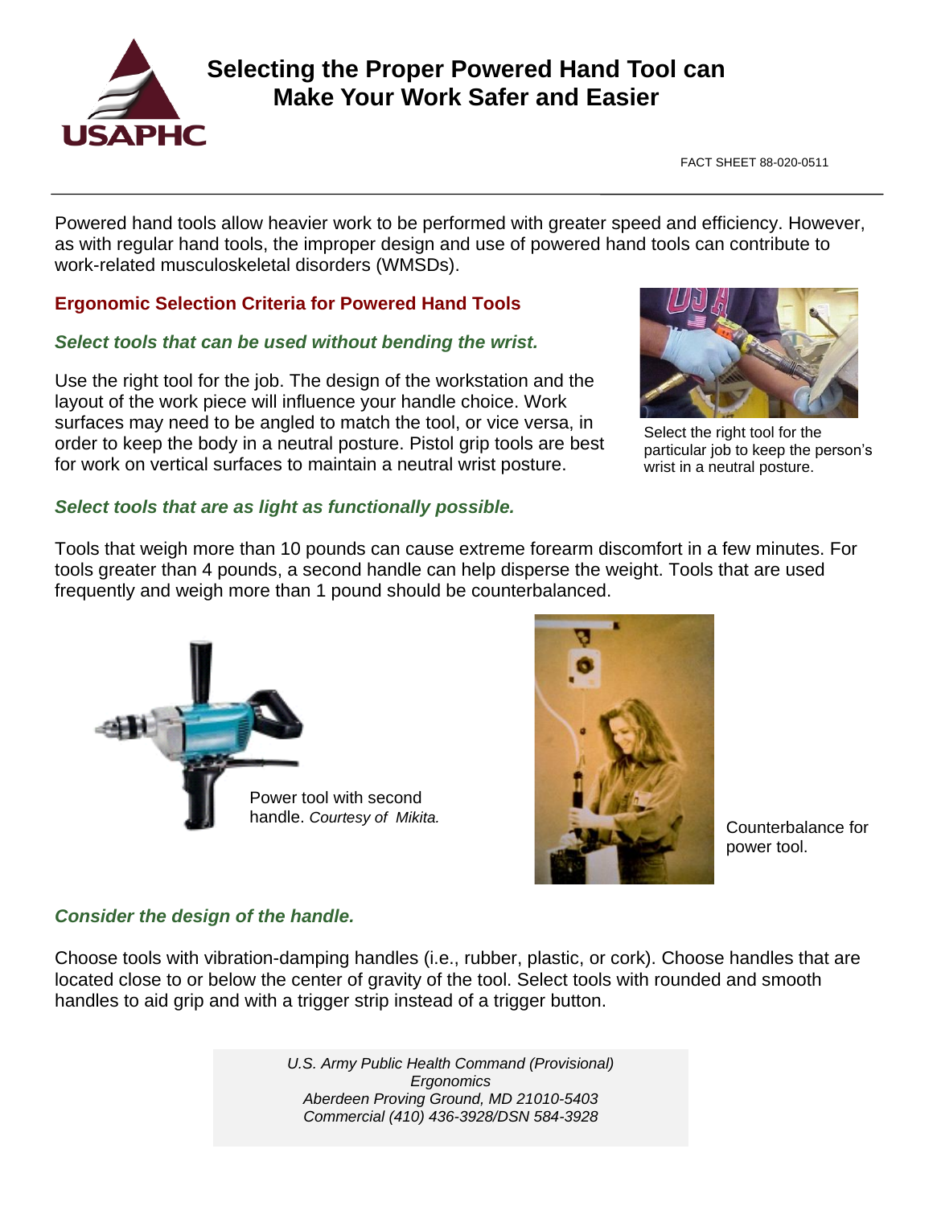# Selecting the Proper Powered Hand Tool can Make Your Work Safer and Easier

FACT SHEET 88-020-0511

Powered hand tools allow heavier work to be performed with greater speed and efficiency. However, as with regular hand tools, the improper design and use of powered hand tools can contribute to work-related musculoskeletal disorders (WMSDs).

## Ergonomic Selection Criteria for Powered Hand Tools

### *Select tools that can be used without bending the wrist.*

Use the right tool for the job. The design of the workstation and the layout of the work piece will influence your handle choice. Work surfaces may need to be angled to match the tool, or vice versa, in order to keep the body in a neutral posture. Pistol grip tools are best for work on vertical surfaces to maintain a neutral wrist posture.

Select the right tool for the particular job to keep the person's wrist in a neutral posture.

### *Select tools that are as light as functionally possible.*

Tools that weigh more than 10 pounds can cause extreme forearm discomfort in a few minutes. For tools greater than 4 pounds, a second handle can help disperse the weight. Tools that are used frequently and weigh more than 1 pound should be counterbalanced.

Power tool with second handle. *Courtesy of Mikita.*

Counterbalance for power tool.

### *Consider the design of the handle.*

Choose tools with vibration-damping handles (i.e., rubber, plastic, or cork). Choose handles that are located close to or below the center of gravity of the tool. Select tools with rounded and smooth handles to aid grip and with a trigger strip instead of a trigger button.

*U.S. Army Public Health Command (Provisional)*
*Ergonomics*
*Aberdeen Proving Ground, MD 21010-5403*
*Commercial (410) 436-3928/DSN 584-3928*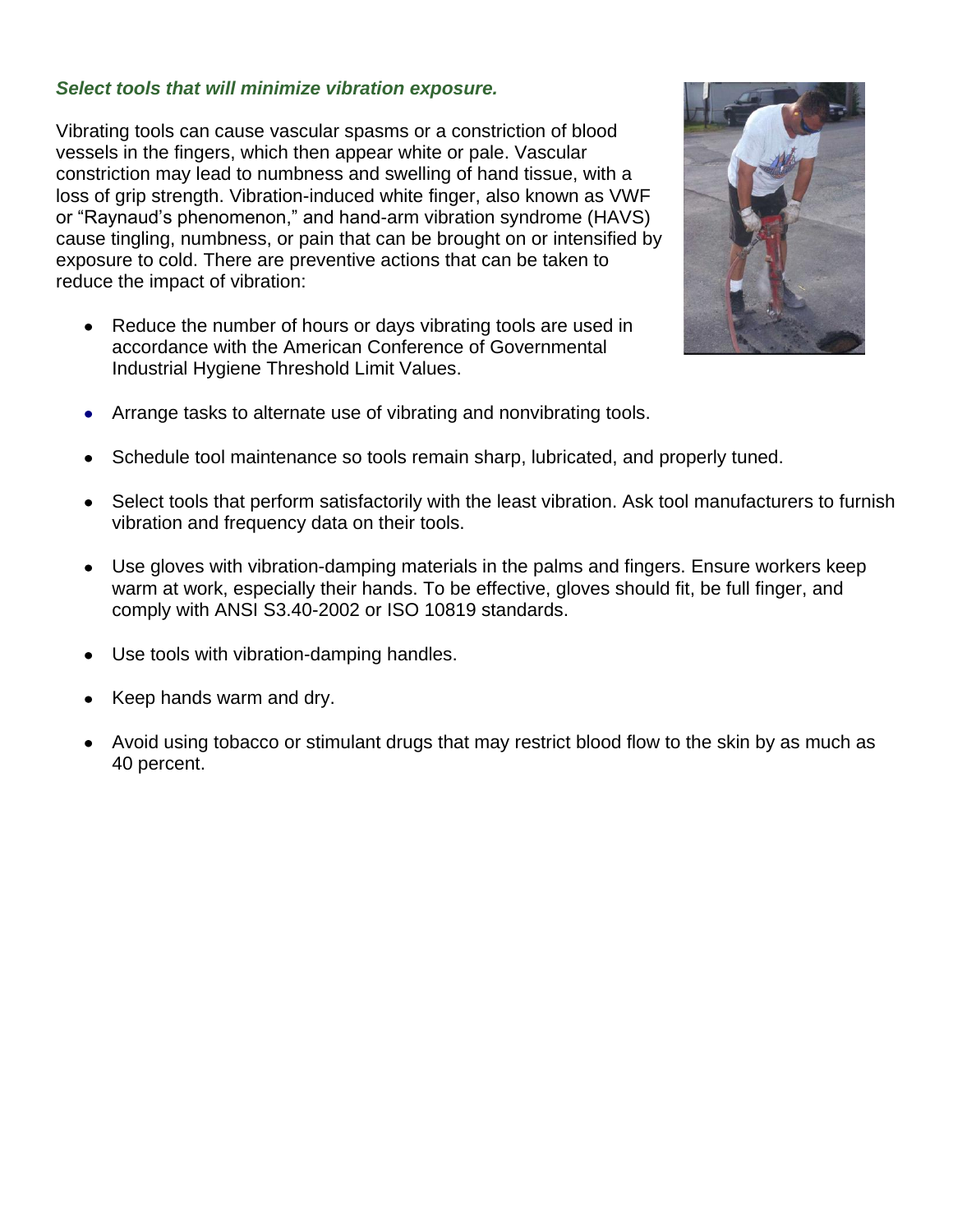***Select tools that will minimize vibration exposure.***

Vibrating tools can cause vascular spasms or a constriction of blood vessels in the fingers, which then appear white or pale. Vascular constriction may lead to numbness and swelling of hand tissue, with a loss of grip strength. Vibration-induced white finger, also known as VWF or "Raynaud's phenomenon," and hand-arm vibration syndrome (HAVS) cause tingling, numbness, or pain that can be brought on or intensified by exposure to cold. There are preventive actions that can be taken to reduce the impact of vibration:

- Reduce the number of hours or days vibrating tools are used in accordance with the American Conference of Governmental Industrial Hygiene Threshold Limit Values.
- Arrange tasks to alternate use of vibrating and nonvibrating tools.
- Schedule tool maintenance so tools remain sharp, lubricated, and properly tuned.
- Select tools that perform satisfactorily with the least vibration. Ask tool manufacturers to furnish vibration and frequency data on their tools.
- Use gloves with vibration-damping materials in the palms and fingers. Ensure workers keep warm at work, especially their hands. To be effective, gloves should fit, be full finger, and comply with ANSI S3.40-2002 or ISO 10819 standards.
- Use tools with vibration-damping handles.
- Keep hands warm and dry.
- Avoid using tobacco or stimulant drugs that may restrict blood flow to the skin by as much as 40 percent.